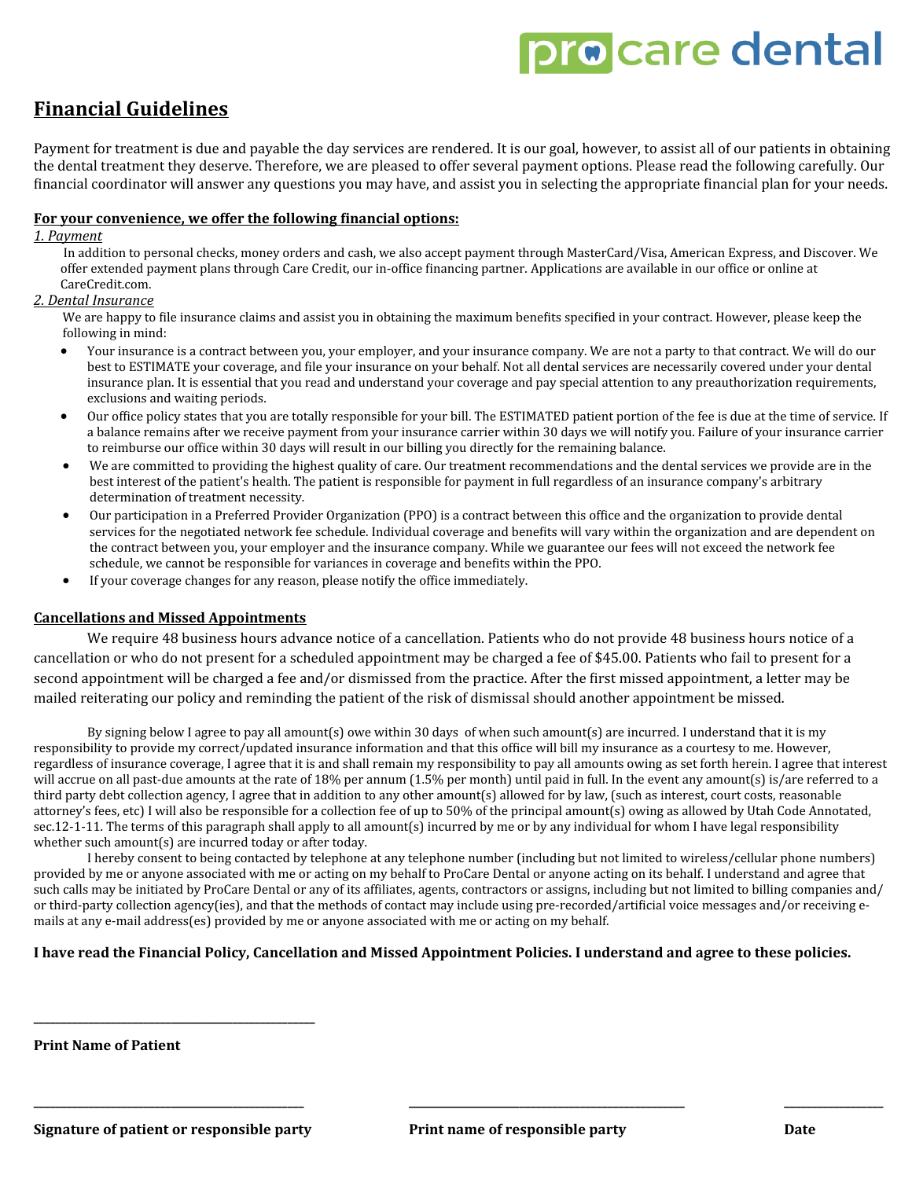procare dental

# Financial Guidelines

Payment for treatment is due and payable the day services are rendered. It is our goal, however, to assist all of our patients in obtaining the dental treatment they deserve. Therefore, we are pleased to offer several payment options. Please read the following carefully. Our financial coordinator will answer any questions you may have, and assist you in selecting the appropriate financial plan for your needs.

**For your convenience, we offer the following financial options:**

*1. Payment*

In addition to personal checks, money orders and cash, we also accept payment through MasterCard/Visa, American Express, and Discover. We offer extended payment plans through Care Credit, our in-office financing partner. Applications are available in our office or online at CareCredit.com.

*2. Dental Insurance*

We are happy to file insurance claims and assist you in obtaining the maximum benefits specified in your contract. However, please keep the following in mind:

- Your insurance is a contract between you, your employer, and your insurance company. We are not a party to that contract. We will do our best to ESTIMATE your coverage, and file your insurance on your behalf. Not all dental services are necessarily covered under your dental insurance plan. It is essential that you read and understand your coverage and pay special attention to any preauthorization requirements, exclusions and waiting periods.
- Our office policy states that you are totally responsible for your bill. The ESTIMATED patient portion of the fee is due at the time of service. If a balance remains after we receive payment from your insurance carrier within 30 days we will notify you. Failure of your insurance carrier to reimburse our office within 30 days will result in our billing you directly for the remaining balance.
- We are committed to providing the highest quality of care. Our treatment recommendations and the dental services we provide are in the best interest of the patient's health. The patient is responsible for payment in full regardless of an insurance company's arbitrary determination of treatment necessity.
- Our participation in a Preferred Provider Organization (PPO) is a contract between this office and the organization to provide dental services for the negotiated network fee schedule. Individual coverage and benefits will vary within the organization and are dependent on the contract between you, your employer and the insurance company. While we guarantee our fees will not exceed the network fee schedule, we cannot be responsible for variances in coverage and benefits within the PPO.
- If your coverage changes for any reason, please notify the office immediately.

**Cancellations and Missed Appointments**

We require 48 business hours advance notice of a cancellation. Patients who do not provide 48 business hours notice of a cancellation or who do not present for a scheduled appointment may be charged a fee of $45.00. Patients who fail to present for a second appointment will be charged a fee and/or dismissed from the practice. After the first missed appointment, a letter may be mailed reiterating our policy and reminding the patient of the risk of dismissal should another appointment be missed.

By signing below I agree to pay all amount(s) owe within 30 days of when such amount(s) are incurred. I understand that it is my responsibility to provide my correct/updated insurance information and that this office will bill my insurance as a courtesy to me. However, regardless of insurance coverage, I agree that it is and shall remain my responsibility to pay all amounts owing as set forth herein. I agree that interest will accrue on all past-due amounts at the rate of 18% per annum (1.5% per month) until paid in full. In the event any amount(s) is/are referred to a third party debt collection agency, I agree that in addition to any other amount(s) allowed for by law, (such as interest, court costs, reasonable attorney's fees, etc) I will also be responsible for a collection fee of up to 50% of the principal amount(s) owing as allowed by Utah Code Annotated, sec.12-1-11. The terms of this paragraph shall apply to all amount(s) incurred by me or by any individual for whom I have legal responsibility whether such amount(s) are incurred today or after today.

I hereby consent to being contacted by telephone at any telephone number (including but not limited to wireless/cellular phone numbers) provided by me or anyone associated with me or acting on my behalf to ProCare Dental or anyone acting on its behalf. I understand and agree that such calls may be initiated by ProCare Dental or any of its affiliates, agents, contractors or assigns, including but not limited to billing companies and/or third-party collection agency(ies), and that the methods of contact may include using pre-recorded/artificial voice messages and/or receiving e-mails at any e-mail address(es) provided by me or anyone associated with me or acting on my behalf.

**I have read the Financial Policy, Cancellation and Missed Appointment Policies. I understand and agree to these policies.**

\_\_\_\_\_\_\_\_\_\_\_\_\_\_\_\_\_\_\_\_\_\_\_\_\_\_\_\_\_\_\_\_\_\_\_\_\_\_

**Print Name of Patient**

\_\_\_\_\_\_\_\_\_\_\_\_\_\_\_\_\_\_\_\_\_\_\_\_\_\_\_\_\_\_\_\_\_\_\_\_\_\_ \_\_\_\_\_\_\_\_\_\_\_\_\_\_\_\_\_\_\_\_\_\_\_\_\_\_\_\_\_\_\_\_\_\_\_\_\_\_ \_\_\_\_\_\_\_\_\_\_\_\_\_\_

**Signature of patient or responsible party** **Print name of responsible party** **Date**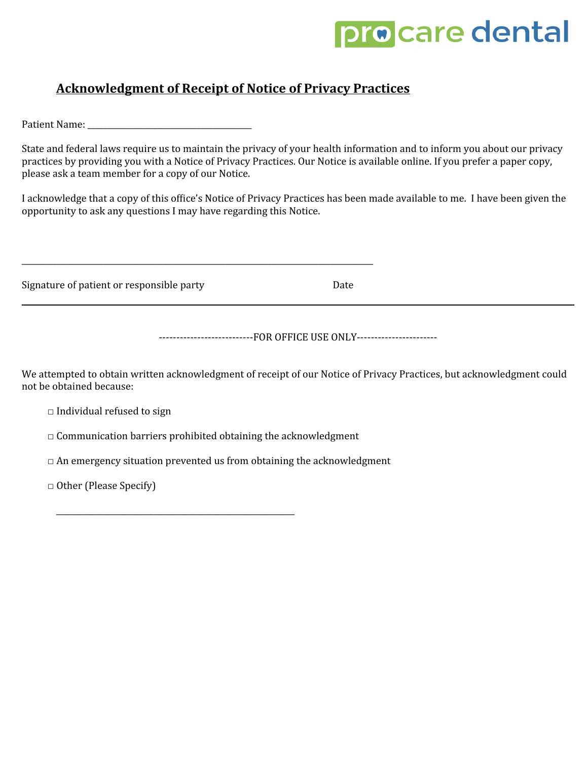procare dental

## Acknowledgment of Receipt of Notice of Privacy Practices

Patient Name: ______________________________________

State and federal laws require us to maintain the privacy of your health information and to inform you about our privacy practices by providing you with a Notice of Privacy Practices. Our Notice is available online. If you prefer a paper copy, please ask a team member for a copy of our Notice.

I acknowledge that a copy of this office's Notice of Privacy Practices has been made available to me. I have been given the opportunity to ask any questions I may have regarding this Notice.

_____________________________________________________________________________

Signature of patient or responsible party                                    Date

---

---------------------------FOR OFFICE USE ONLY-----------------------

We attempted to obtain written acknowledgment of receipt of our Notice of Privacy Practices, but acknowledgment could not be obtained because:

□ Individual refused to sign

□ Communication barriers prohibited obtaining the acknowledgment

□ An emergency situation prevented us from obtaining the acknowledgment

□ Other (Please Specify)

_______________________________________________________